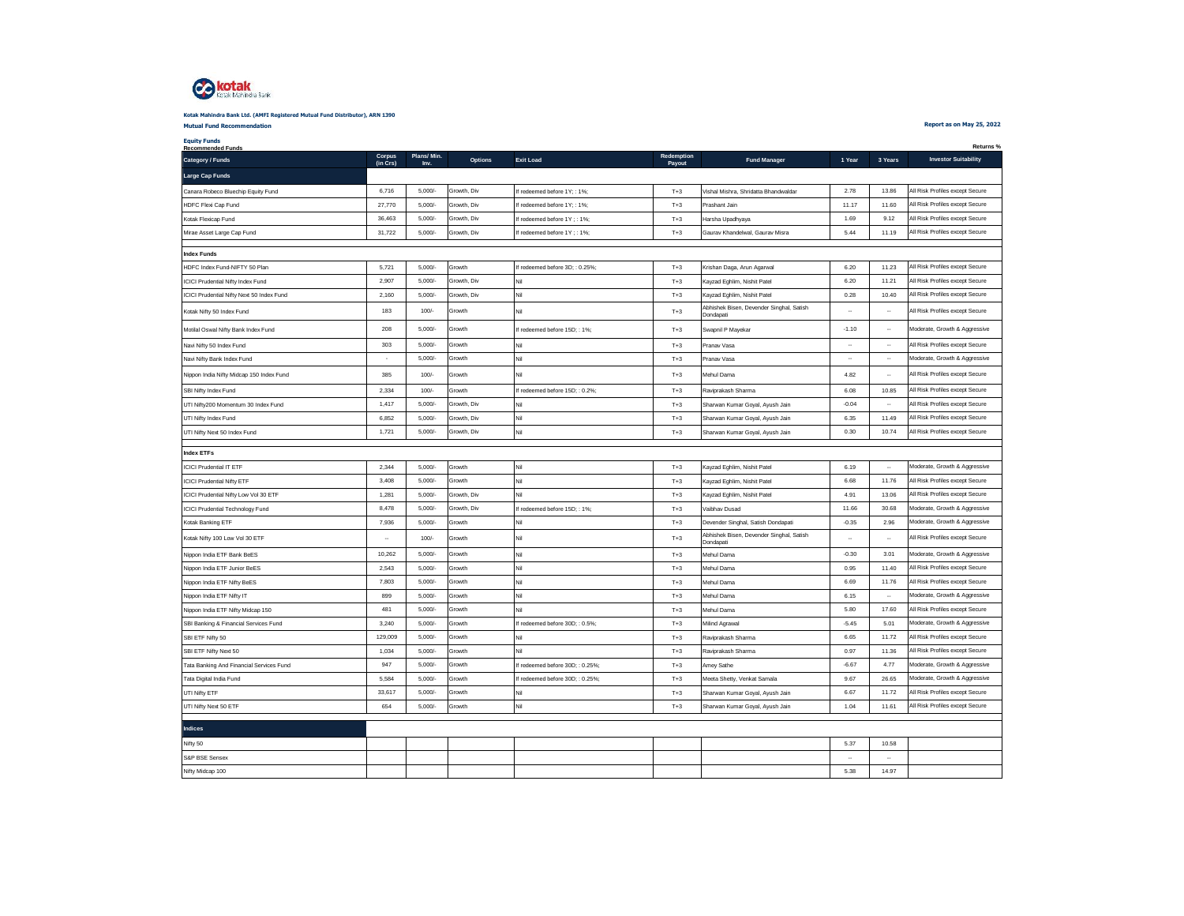**Kotak Mahindra Bank Ltd. (AMFI Registered Mutual Fund Distributor), ARN 1390**

**Mutual Fund Recommendation**

**Report as on May 25, 2022**

**Equity Funds**

**Recommended Funds**

| Category / Funds | Corpus (in Crs) | Plans/ Min. Inv. | Options | Exit Load | Redemption Payout | Fund Manager | 1 Year | 3 Years | Investor Suitability |
|---|---|---|---|---|---|---|---|---|---|
| | | | | | | | Returns % | | |
| **Large Cap Funds** | | | | | | | | | |
| Canara Robeco Bluechip Equity Fund | 6,716 | 5,000/- | Growth, Div | If redeemed before 1Y; : 1%; | T+3 | Vishal Mishra, Shridatta Bhandwaldar | 2.78 | 13.86 | All Risk Profiles except Secure |
| HDFC Flexi Cap Fund | 27,770 | 5,000/- | Growth, Div | If redeemed before 1Y; : 1%; | T+3 | Prashant Jain | 11.17 | 11.60 | All Risk Profiles except Secure |
| Kotak Flexicap Fund | 36,463 | 5,000/- | Growth, Div | If redeemed before 1Y ; : 1%; | T+3 | Harsha Upadhyaya | 1.69 | 9.12 | All Risk Profiles except Secure |
| Mirae Asset Large Cap Fund | 31,722 | 5,000/- | Growth, Div | If redeemed before 1Y ; : 1%; | T+3 | Gaurav Khandelwal, Gaurav Misra | 5.44 | 11.19 | All Risk Profiles except Secure |
| **Index Funds** | | | | | | | | | |
| HDFC Index Fund-NIFTY 50 Plan | 5,721 | 5,000/- | Growth | If redeemed before 3D; : 0.25%; | T+3 | Krishan Daga, Arun Agarwal | 6.20 | 11.23 | All Risk Profiles except Secure |
| ICICI Prudential Nifty Index Fund | 2,907 | 5,000/- | Growth, Div | Nil | T+3 | Kayzad Eghlim, Nishit Patel | 6.20 | 11.21 | All Risk Profiles except Secure |
| ICICI Prudential Nifty Next 50 Index Fund | 2,160 | 5,000/- | Growth, Div | Nil | T+3 | Kayzad Eghlim, Nishit Patel | 0.28 | 10.40 | All Risk Profiles except Secure |
| Kotak Nifty 50 Index Fund | 183 | 100/- | Growth | Nil | T+3 | Abhishek Bisen, Devender Singhal, Satish Dondapati | -- | -- | All Risk Profiles except Secure |
| Motilal Oswal Nifty Bank Index Fund | 208 | 5,000/- | Growth | If redeemed before 15D; : 1%; | T+3 | Swapnil P Mayekar | -1.10 | -- | Moderate, Growth & Aggressive |
| Navi Nifty 50 Index Fund | 303 | 5,000/- | Growth | Nil | T+3 | Pranav Vasa | -- | -- | All Risk Profiles except Secure |
| Navi Nifty Bank Index Fund | - | 5,000/- | Growth | Nil | T+3 | Pranav Vasa | -- | -- | Moderate, Growth & Aggressive |
| Nippon India Nifty Midcap 150 Index Fund | 385 | 100/- | Growth | Nil | T+3 | Mehul Dama | 4.82 | -- | All Risk Profiles except Secure |
| SBI Nifty Index Fund | 2,334 | 100/- | Growth | If redeemed before 15D; : 0.2%; | T+3 | Raviprakash Sharma | 6.08 | 10.85 | All Risk Profiles except Secure |
| UTI Nifty200 Momentum 30 Index Fund | 1,417 | 5,000/- | Growth, Div | Nil | T+3 | Sharwan Kumar Goyal, Ayush Jain | -0.04 | -- | All Risk Profiles except Secure |
| UTI Nifty Index Fund | 6,852 | 5,000/- | Growth, Div | Nil | T+3 | Sharwan Kumar Goyal, Ayush Jain | 6.35 | 11.49 | All Risk Profiles except Secure |
| UTI Nifty Next 50 Index Fund | 1,721 | 5,000/- | Growth, Div | Nil | T+3 | Sharwan Kumar Goyal, Ayush Jain | 0.30 | 10.74 | All Risk Profiles except Secure |
| **Index ETFs** | | | | | | | | | |
| ICICI Prudential IT ETF | 2,344 | 5,000/- | Growth | Nil | T+3 | Kayzad Eghlim, Nishit Patel | 6.19 | -- | Moderate, Growth & Aggressive |
| ICICI Prudential Nifty ETF | 3,408 | 5,000/- | Growth | Nil | T+3 | Kayzad Eghlim, Nishit Patel | 6.68 | 11.76 | All Risk Profiles except Secure |
| ICICI Prudential Nifty Low Vol 30 ETF | 1,281 | 5,000/- | Growth, Div | Nil | T+3 | Kayzad Eghlim, Nishit Patel | 4.91 | 13.06 | All Risk Profiles except Secure |
| ICICI Prudential Technology Fund | 8,478 | 5,000/- | Growth, Div | If redeemed before 15D; : 1%; | T+3 | Vaibhav Dusad | 11.66 | 30.68 | Moderate, Growth & Aggressive |
| Kotak Banking ETF | 7,936 | 5,000/- | Growth | Nil | T+3 | Devender Singhal, Satish Dondapati | -0.35 | 2.96 | Moderate, Growth & Aggressive |
| Kotak Nifty 100 Low Vol 30 ETF | -- | 100/- | Growth | Nil | T+3 | Abhishek Bisen, Devender Singhal, Satish Dondapati | -- | -- | All Risk Profiles except Secure |
| Nippon India ETF Bank BeES | 10,262 | 5,000/- | Growth | Nil | T+3 | Mehul Dama | -0.30 | 3.01 | Moderate, Growth & Aggressive |
| Nippon India ETF Junior BeES | 2,543 | 5,000/- | Growth | Nil | T+3 | Mehul Dama | 0.95 | 11.40 | All Risk Profiles except Secure |
| Nippon India ETF Nifty BeES | 7,803 | 5,000/- | Growth | Nil | T+3 | Mehul Dama | 6.69 | 11.76 | All Risk Profiles except Secure |
| Nippon India ETF Nifty IT | 899 | 5,000/- | Growth | Nil | T+3 | Mehul Dama | 6.15 | -- | Moderate, Growth & Aggressive |
| Nippon India ETF Nifty Midcap 150 | 481 | 5,000/- | Growth | Nil | T+3 | Mehul Dama | 5.80 | 17.60 | All Risk Profiles except Secure |
| SBI Banking & Financial Services Fund | 3,240 | 5,000/- | Growth | If redeemed before 30D; : 0.5%; | T+3 | Milind Agrawal | -5.45 | 5.01 | Moderate, Growth & Aggressive |
| SBI ETF Nifty 50 | 129,009 | 5,000/- | Growth | Nil | T+3 | Raviprakash Sharma | 6.65 | 11.72 | All Risk Profiles except Secure |
| SBI ETF Nifty Next 50 | 1,034 | 5,000/- | Growth | Nil | T+3 | Raviprakash Sharma | 0.97 | 11.36 | All Risk Profiles except Secure |
| Tata Banking And Financial Services Fund | 947 | 5,000/- | Growth | If redeemed before 30D; : 0.25%; | T+3 | Amey Sathe | -6.67 | 4.77 | Moderate, Growth & Aggressive |
| Tata Digital India Fund | 5,584 | 5,000/- | Growth | If redeemed before 30D; : 0.25%; | T+3 | Meeta Shetty, Venkat Samala | 9.67 | 26.65 | Moderate, Growth & Aggressive |
| UTI Nifty ETF | 33,617 | 5,000/- | Growth | Nil | T+3 | Sharwan Kumar Goyal, Ayush Jain | 6.67 | 11.72 | All Risk Profiles except Secure |
| UTI Nifty Next 50 ETF | 654 | 5,000/- | Growth | Nil | T+3 | Sharwan Kumar Goyal, Ayush Jain | 1.04 | 11.61 | All Risk Profiles except Secure |
| **Indices** | | | | | | | | | |
| Nifty 50 | | | | | | | 5.37 | 10.58 | |
| S&P BSE Sensex | | | | | | | -- | -- | |
| Nifty Midcap 100 | | | | | | | 5.38 | 14.97 | |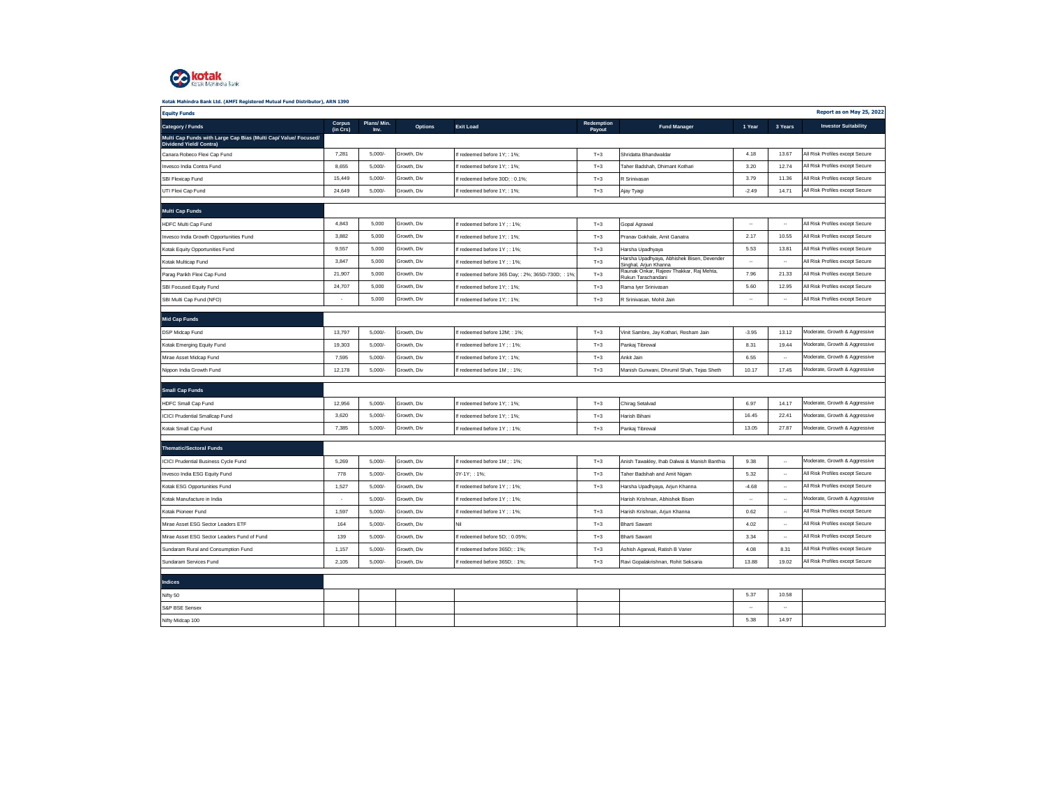Kotak Mahindra Bank Ltd. (AMFI Registered Mutual Fund Distributor), ARN 1390

**Equity Funds** — Report as on May 25, 2022

| Category / Funds | Corpus (in Crs) | Plans/ Min. Inv. | Options | Exit Load | Redemption Payout | Fund Manager | 1 Year | 3 Years | Investor Suitability |
|---|---|---|---|---|---|---|---|---|---|
| **Multi Cap Funds with Large Cap Bias (Multi Cap/ Value/ Focused/ Dividend Yield/ Contra)** | | | | | | | | | |
| Canara Robeco Flexi Cap Fund | 7,281 | 5,000/- | Growth, Div | If redeemed before 1Y; : 1%; | T+3 | Shridatta Bhandwaldar | 4.18 | 13.67 | All Risk Profiles except Secure |
| Invesco India Contra Fund | 8,655 | 5,000/- | Growth, Div | If redeemed before 1Y; : 1%; | T+3 | Taher Badshah, Dhimant Kothari | 3.20 | 12.74 | All Risk Profiles except Secure |
| SBI Flexicap Fund | 15,449 | 5,000/- | Growth, Div | If redeemed before 30D; : 0.1%; | T+3 | R Srinivasan | 3.79 | 11.36 | All Risk Profiles except Secure |
| UTI Flexi Cap Fund | 24,649 | 5,000/- | Growth, Div | If redeemed before 1Y; : 1%; | T+3 | Ajay Tyagi | -2.49 | 14.71 | All Risk Profiles except Secure |
| **Multi Cap Funds** | | | | | | | | | |
| HDFC Multi Cap Fund | 4,843 | 5,000 | Growth, Div | If redeemed before 1Y ; : 1%; | T+3 | Gopal Agrawal | -- | -- | All Risk Profiles except Secure |
| Invesco India Growth Opportunities Fund | 3,882 | 5,000 | Growth, Div | If redeemed before 1Y; : 1%; | T+3 | Pranav Gokhale, Amit Ganatra | 2.17 | 10.55 | All Risk Profiles except Secure |
| Kotak Equity Opportunities Fund | 9,557 | 5,000 | Growth, Div | If redeemed before 1Y ; : 1%; | T+3 | Harsha Upadhyaya | 5.53 | 13.81 | All Risk Profiles except Secure |
| Kotak Multicap Fund | 3,847 | 5,000 | Growth, Div | If redeemed before 1Y ; : 1%; | T+3 | Harsha Upadhyaya, Abhishek Bisen, Devender Singhal, Arjun Khanna | -- | -- | All Risk Profiles except Secure |
| Parag Parikh Flexi Cap Fund | 21,907 | 5,000 | Growth, Div | If redeemed before 365 Day; : 2%; 365D-730D; : 1%; | T+3 | Raunak Onkar, Rajeev Thakkar, Raj Mehta, Rukun Tarachandani | 7.96 | 21.33 | All Risk Profiles except Secure |
| SBI Focused Equity Fund | 24,707 | 5,000 | Growth, Div | If redeemed before 1Y; : 1%; | T+3 | Rama Iyer Srinivasan | 5.60 | 12.95 | All Risk Profiles except Secure |
| SBI Multi Cap Fund (NFO) | - | 5,000 | Growth, Div | If redeemed before 1Y; : 1%; | T+3 | R Srinivasan, Mohit Jain | -- | -- | All Risk Profiles except Secure |
| **Mid Cap Funds** | | | | | | | | | |
| DSP Midcap Fund | 13,797 | 5,000/- | Growth, Div | If redeemed before 12M; : 1%; | T+3 | Vinit Sambre, Jay Kothari, Resham Jain | -3.95 | 13.12 | Moderate, Growth & Aggressive |
| Kotak Emerging Equity Fund | 19,303 | 5,000/- | Growth, Div | If redeemed before 1Y ; : 1%; | T+3 | Pankaj Tibrewal | 8.31 | 19.44 | Moderate, Growth & Aggressive |
| Mirae Asset Midcap Fund | 7,595 | 5,000/- | Growth, Div | If redeemed before 1Y; : 1%; | T+3 | Ankit Jain | 6.55 | -- | Moderate, Growth & Aggressive |
| Nippon India Growth Fund | 12,178 | 5,000/- | Growth, Div | If redeemed before 1M ; : 1%; | T+3 | Manish Gunwani, Dhrumil Shah, Tejas Sheth | 10.17 | 17.45 | Moderate, Growth & Aggressive |
| **Small Cap Funds** | | | | | | | | | |
| HDFC Small Cap Fund | 12,956 | 5,000/- | Growth, Div | If redeemed before 1Y; : 1%; | T+3 | Chirag Setalvad | 6.97 | 14.17 | Moderate, Growth & Aggressive |
| ICICI Prudential Smallcap Fund | 3,620 | 5,000/- | Growth, Div | If redeemed before 1Y; : 1%; | T+3 | Harish Bihani | 16.45 | 22.41 | Moderate, Growth & Aggressive |
| Kotak Small Cap Fund | 7,385 | 5,000/- | Growth, Div | If redeemed before 1Y ; : 1%; | T+3 | Pankaj Tibrewal | 13.05 | 27.87 | Moderate, Growth & Aggressive |
| **Thematic/Sectoral Funds** | | | | | | | | | |
| ICICI Prudential Business Cycle Fund | 5,269 | 5,000/- | Growth, Div | If redeemed before 1M ; : 1%; | T+3 | Anish Tawakley, Ihab Dalwai & Manish Banthia | 9.38 | -- | Moderate, Growth & Aggressive |
| Invesco India ESG Equity Fund | 778 | 5,000/- | Growth, Div | 0Y-1Y; : 1%; | T+3 | Taher Badshah and Amit Nigam | 5.32 | -- | All Risk Profiles except Secure |
| Kotak ESG Opportunities Fund | 1,527 | 5,000/- | Growth, Div | If redeemed before 1Y ; : 1%; | T+3 | Harsha Upadhyaya, Arjun Khanna | -4.68 | -- | All Risk Profiles except Secure |
| Kotak Manufacture in India | - | 5,000/- | Growth, Div | If redeemed before 1Y ; : 1%; | | Harish Krishnan, Abhishek Bisen | -- | -- | Moderate, Growth & Aggressive |
| Kotak Pioneer Fund | 1,597 | 5,000/- | Growth, Div | If redeemed before 1Y ; : 1%; | T+3 | Harish Krishnan, Arjun Khanna | 0.62 | -- | All Risk Profiles except Secure |
| Mirae Asset ESG Sector Leaders ETF | 164 | 5,000/- | Growth, Div | Nil | T+3 | Bharti Sawant | 4.02 | -- | All Risk Profiles except Secure |
| Mirae Asset ESG Sector Leaders Fund of Fund | 139 | 5,000/- | Growth, Div | If redeemed before 5D; : 0.05%; | T+3 | Bharti Sawant | 3.34 | -- | All Risk Profiles except Secure |
| Sundaram Rural and Consumption Fund | 1,157 | 5,000/- | Growth, Div | If redeemed before 365D; : 1%; | T+3 | Ashish Agarwal, Ratish B Varier | 4.08 | 8.31 | All Risk Profiles except Secure |
| Sundaram Services Fund | 2,105 | 5,000/- | Growth, Div | If redeemed before 365D; : 1%; | T+3 | Ravi Gopalakrishnan, Rohit Seksaria | 13.88 | 19.02 | All Risk Profiles except Secure |
| **Indices** | | | | | | | | | |
| Nifty 50 | | | | | | | 5.37 | 10.58 | |
| S&P BSE Sensex | | | | | | | -- | -- | |
| Nifty Midcap 100 | | | | | | | 5.38 | 14.97 | |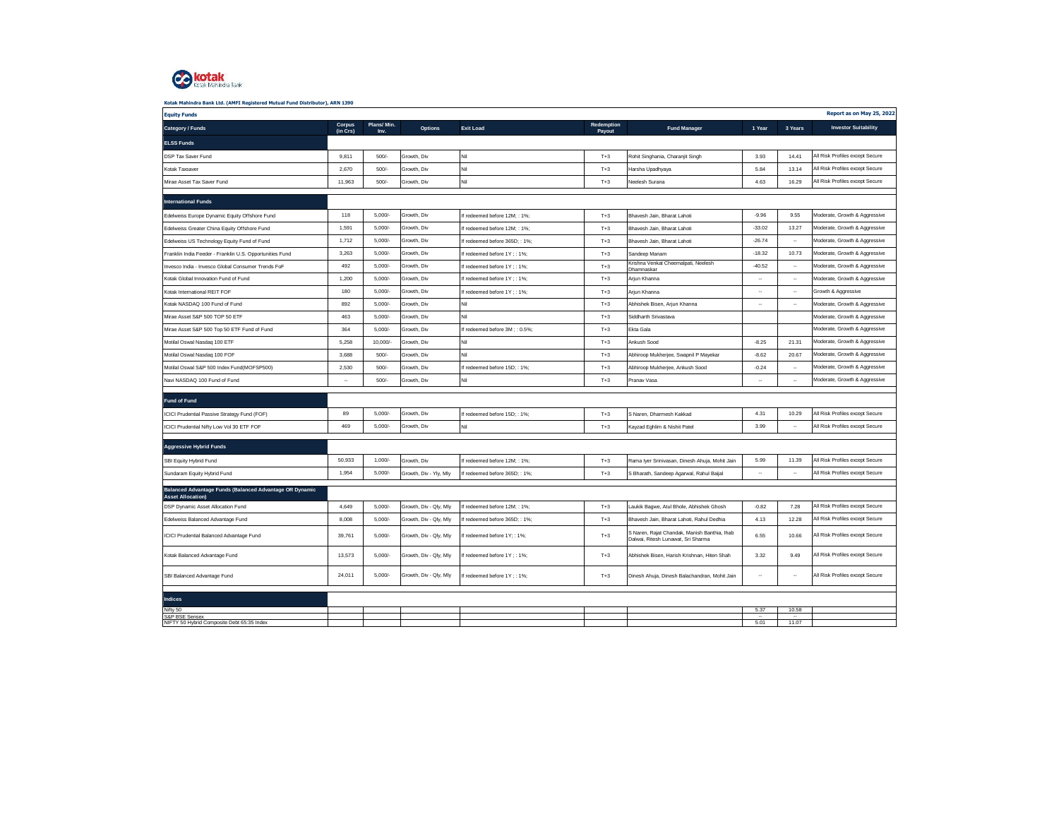**Kotak Mahindra Bank Ltd. (AMFI Registered Mutual Fund Distributor), ARN 1390**

| Equity Funds | | | | | | | | | Report as on May 25, 2022 |
|---|---|---|---|---|---|---|---|---|---|
| Category / Funds | Corpus (in Crs) | Plans/ Min. Inv. | Options | Exit Load | Redemption Payout | Fund Manager | 1 Year | 3 Years | Investor Suitability |
| **ELSS Funds** | | | | | | | | | |
| DSP Tax Saver Fund | 9,811 | 500/- | Growth, Div | Nil | T+3 | Rohit Singhania, Charanjit Singh | 3.93 | 14.41 | All Risk Profiles except Secure |
| Kotak Taxsaver | 2,670 | 500/- | Growth, Div | Nil | T+3 | Harsha Upadhyaya | 5.84 | 13.14 | All Risk Profiles except Secure |
| Mirae Asset Tax Saver Fund | 11,963 | 500/- | Growth, Div | Nil | T+3 | Neelesh Surana | 4.63 | 16.29 | All Risk Profiles except Secure |
| **International Funds** | | | | | | | | | |
| Edelweiss Europe Dynamic Equity Offshore Fund | 118 | 5,000/- | Growth, Div | If redeemed before 12M; : 1%; | T+3 | Bhavesh Jain, Bharat Lahoti | -9.96 | 9.55 | Moderate, Growth & Aggressive |
| Edelweiss Greater China Equity Offshore Fund | 1,591 | 5,000/- | Growth, Div | If redeemed before 12M; : 1%; | T+3 | Bhavesh Jain, Bharat Lahoti | -33.02 | 13.27 | Moderate, Growth & Aggressive |
| Edelweiss US Technology Equity Fund of Fund | 1,712 | 5,000/- | Growth, Div | If redeemed before 365D; : 1%; | T+3 | Bhavesh Jain, Bharat Lahoti | -26.74 | -- | Moderate, Growth & Aggressive |
| Franklin India Feeder - Franklin U.S. Opportunities Fund | 3,263 | 5,000/- | Growth, Div | If redeemed before 1Y ; : 1%; | T+3 | Sandeep Manam | -18.32 | 10.73 | Moderate, Growth & Aggressive |
| Invesco India - Invesco Global Consumer Trends FoF | 492 | 5,000/- | Growth, Div | If redeemed before 1Y ; : 1%; | T+3 | Krishna Venkat Cheemalpati, Neelesh Dhamnaskar | -40.52 | -- | Moderate, Growth & Aggressive |
| Kotak Global Innovation Fund of Fund | 1,200 | 5,000/- | Growth, Div | If redeemed before 1Y ; : 1%; | T+3 | Arjun Khanna | -- | -- | Moderate, Growth & Aggressive |
| Kotak International REIT FOF | 180 | 5,000/- | Growth, Div | If redeemed before 1Y ; : 1%; | T+3 | Arjun Khanna | -- | -- | Growth & Aggressive |
| Kotak NASDAQ 100 Fund of Fund | 892 | 5,000/- | Growth, Div | Nil | T+3 | Abhishek Bisen, Arjun Khanna | -- | -- | Moderate, Growth & Aggressive |
| Mirae Asset S&P 500 TOP 50 ETF | 463 | 5,000/- | Growth, Div | Nil | T+3 | Siddharth Srivastava | | | Moderate, Growth & Aggressive |
| Mirae Asset S&P 500 Top 50 ETF Fund of Fund | 364 | 5,000/- | Growth, Div | If redeemed before 3M ; : 0.5%; | T+3 | Ekta Gala | | | Moderate, Growth & Aggressive |
| Motilal Oswal Nasdaq 100 ETF | 5,258 | 10,000/- | Growth, Div | Nil | T+3 | Ankush Sood | -8.25 | 21.31 | Moderate, Growth & Aggressive |
| Motilal Oswal Nasdaq 100 FOF | 3,688 | 500/- | Growth, Div | Nil | T+3 | Abhiroop Mukherjee, Swapnil P Mayekar | -8.62 | 20.67 | Moderate, Growth & Aggressive |
| Motilal Oswal S&P 500 Index Fund(MOFSP500) | 2,530 | 500/- | Growth, Div | If redeemed before 15D; : 1%; | T+3 | Abhiroop Mukherjee, Ankush Sood | -0.24 | -- | Moderate, Growth & Aggressive |
| Navi NASDAQ 100 Fund of Fund | -- | 500/- | Growth, Div | Nil | T+3 | Pranav Vasa | -- | -- | Moderate, Growth & Aggressive |
| **Fund of Fund** | | | | | | | | | |
| ICICI Prudential Passive Strategy Fund (FOF) | 89 | 5,000/- | Growth, Div | If redeemed before 15D; : 1%; | T+3 | S Naren, Dharmesh Kakkad | 4.31 | 10.29 | All Risk Profiles except Secure |
| ICICI Prudential Nifty Low Vol 30 ETF FOF | 469 | 5,000/- | Growth, Div | Nil | T+3 | Kayzad Eghlim & Nishit Patel | 3.99 | -- | All Risk Profiles except Secure |
| **Aggressive Hybrid Funds** | | | | | | | | | |
| SBI Equity Hybrid Fund | 50,933 | 1,000/- | Growth, Div | If redeemed before 12M; : 1%; | T+3 | Rama Iyer Srinivasan, Dinesh Ahuja, Mohit Jain | 5.99 | 11.39 | All Risk Profiles except Secure |
| Sundaram Equity Hybrid Fund | 1,954 | 5,000/- | Growth, Div - Yly, Mly | If redeemed before 365D; : 1%; | T+3 | S Bharath, Sandeep Agarwal, Rahul Baijal | -- | -- | All Risk Profiles except Secure |
| **Balanced Advantage Funds (Balanced Advantage OR Dynamic Asset Allocation)** | | | | | | | | | |
| DSP Dynamic Asset Allocation Fund | 4,649 | 5,000/- | Growth, Div - Qly, Mly | If redeemed before 12M; : 1%; | T+3 | Laukik Bagwe, Atul Bhole, Abhishek Ghosh | -0.82 | 7.28 | All Risk Profiles except Secure |
| Edelweiss Balanced Advantage Fund | 8,008 | 5,000/- | Growth, Div - Qly, Mly | If redeemed before 365D; : 1%; | T+3 | Bhavesh Jain, Bharat Lahoti, Rahul Dedhia | 4.13 | 12.28 | All Risk Profiles except Secure |
| ICICI Prudential Balanced Advantage Fund | 39,761 | 5,000/- | Growth, Div - Qly, Mly | If redeemed before 1Y; : 1%; | T+3 | S Naren, Rajat Chandak, Manish Banthia, Ihab Dalwai, Ritesh Lunawat, Sri Sharma | 6.55 | 10.66 | All Risk Profiles except Secure |
| Kotak Balanced Advantage Fund | 13,573 | 5,000/- | Growth, Div - Qly, Mly | If redeemed before 1Y ; : 1%; | T+3 | Abhishek Bisen, Harish Krishnan, Hiten Shah | 3.32 | 9.49 | All Risk Profiles except Secure |
| SBI Balanced Advantage Fund | 24,011 | 5,000/- | Growth, Div - Qly, Mly | If redeemed before 1Y ; : 1%; | T+3 | Dinesh Ahuja, Dinesh Balachandran, Mohit Jain | -- | -- | All Risk Profiles except Secure |
| **Indices** | | | | | | | | | |
| Nifty 50 | | | | | | | 5.37 | 10.58 | |
| S&P BSE Sensex | | | | | | | -- | -- | |
| NIFTY 50 Hybrid Composite Debt 65:35 Index | | | | | | | 5.01 | 11.07 | |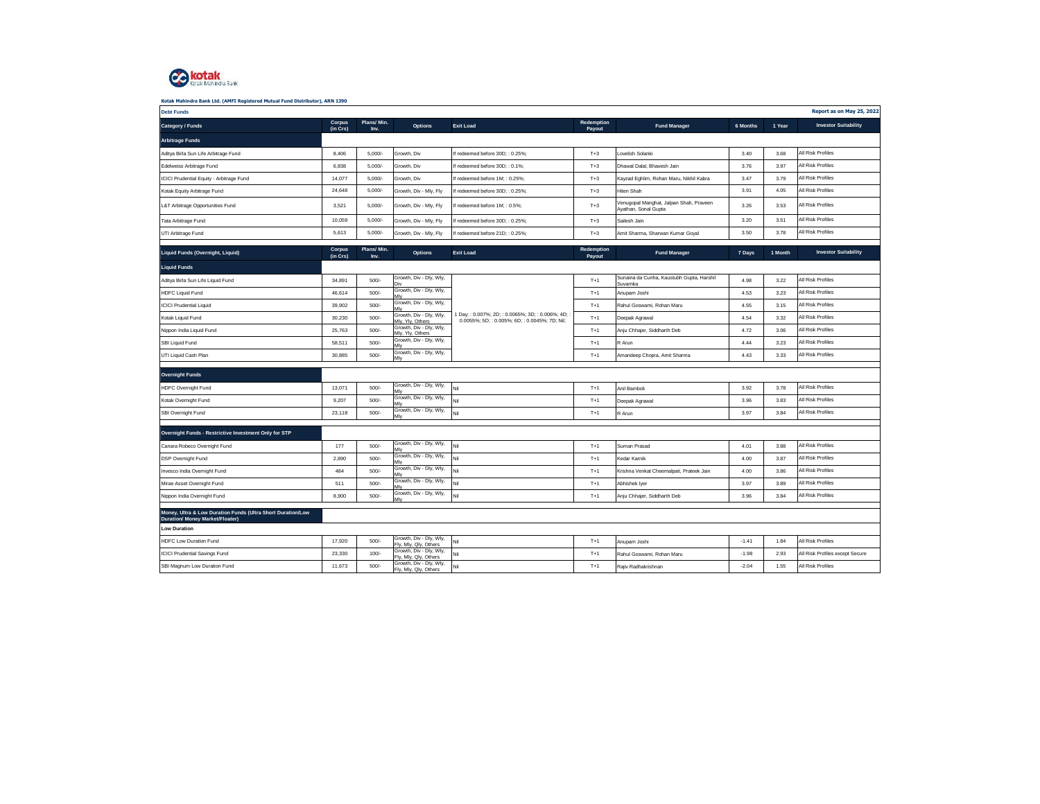**Kotak Mahindra Bank Ltd. (AMFI Registered Mutual Fund Distributor), ARN 1390**

| Debt Funds | | | | | | | | | Report as on May 25, 2022 |
|---|---|---|---|---|---|---|---|---|---|
| **Category / Funds** | **Corpus (in Crs)** | **Plans/ Min. Inv.** | **Options** | **Exit Load** | **Redemption Payout** | **Fund Manager** | **6 Months** | **1 Year** | **Investor Suitability** |
| **Arbitrage Funds** | | | | | | | | | |
| Aditya Birla Sun Life Arbitrage Fund | 8,406 | 5,000/- | Growth, Div | If redeemed before 30D; : 0.25%; | T+3 | Lovelish Solanki | 3.40 | 3.68 | All Risk Profiles |
| Edelweiss Arbitrage Fund | 6,838 | 5,000/- | Growth, Div | If redeemed before 30D; : 0.1%; | T+3 | Dhawal Dalal, Bhavesh Jain | 3.76 | 3.97 | All Risk Profiles |
| ICICI Prudential Equity - Arbitrage Fund | 14,077 | 5,000/- | Growth, Div | If redeemed before 1M; : 0.25%; | T+3 | Kayzad Eghlim, Rohan Maru, Nikhil Kabra | 3.47 | 3.79 | All Risk Profiles |
| Kotak Equity Arbitrage Fund | 24,648 | 5,000/- | Growth, Div - Mly, Fly | If redeemed before 30D; : 0.25%; | T+3 | Hiten Shah | 3.91 | 4.05 | All Risk Profiles |
| L&T Arbitrage Opportunities Fund | 3,521 | 5,000/- | Growth, Div - Mly, Fly | If redeemed before 1M; : 0.5%; | T+3 | Venugopal Manghat, Jalpan Shah, Praveen Ayathan, Sonal Gupta | 3.26 | 3.53 | All Risk Profiles |
| Tata Arbitrage Fund | 10,059 | 5,000/- | Growth, Div - Mly, Fly | If redeemed before 30D; : 0.25%; | T+3 | Sailesh Jain | 3.20 | 3.51 | All Risk Profiles |
| UTI Arbitrage Fund | 5,613 | 5,000/- | Growth, Div - Mly, Fly | If redeemed before 21D; : 0.25%; | T+3 | Amit Sharma, Sharwan Kumar Goyal | 3.50 | 3.78 | All Risk Profiles |

| **Liquid Funds (Overnight, Liquid)** | **Corpus (in Crs)** | **Plans/ Min. Inv.** | **Options** | **Exit Load** | **Redemption Payout** | **Fund Manager** | **7 Days** | **1 Month** | **Investor Suitability** |
|---|---|---|---|---|---|---|---|---|---|
| **Liquid Funds** | | | | | | | | | |
| Aditya Birla Sun Life Liquid Fund | 34,891 | 500/- | Growth, Div - Dly, Wly, Div | 1 Day; : 0.007%; 2D; : 0.0065%; 3D; : 0.006%; 4D; : 0.0055%; 5D; : 0.005%; 6D; : 0.0045%; 7D; Nil; | T+1 | Sunaina da Cunha, Kaustubh Gupta, Harshil Suvarnka | 4.98 | 3.22 | All Risk Profiles |
| HDFC Liquid Fund | 46,614 | 500/- | Growth, Div - Dly, Wly, Mly | | T+1 | Anupam Joshi | 4.53 | 3.23 | All Risk Profiles |
| ICICI Prudential Liquid | 39,902 | 500/- | Growth, Div - Dly, Wly, Mly | | T+1 | Rahul Goswami, Rohan Maru | 4.55 | 3.15 | All Risk Profiles |
| Kotak Liquid Fund | 30,230 | 500/- | Growth, Div - Dly, Wly, Mly, Yly, Others | | T+1 | Deepak Agrawal | 4.54 | 3.32 | All Risk Profiles |
| Nippon India Liquid Fund | 25,763 | 500/- | Growth, Div - Dly, Wly, Mly, Yly, Others | | T+1 | Anju Chhajer, Siddharth Deb | 4.72 | 3.06 | All Risk Profiles |
| SBI Liquid Fund | 58,511 | 500/- | Growth, Div - Dly, Wly, Mly | | T+1 | R Arun | 4.44 | 3.23 | All Risk Profiles |
| UTI Liquid Cash Plan | 30,885 | 500/- | Growth, Div - Dly, Wly, Mly | | T+1 | Amandeep Chopra, Amit Sharma | 4.43 | 3.33 | All Risk Profiles |
| **Overnight Funds** | | | | | | | | | |
| HDFC Overnight Fund | 13,071 | 500/- | Growth, Div - Dly, Wly, Mly | Nil | T+1 | Anil Bamboli | 3.92 | 3.78 | All Risk Profiles |
| Kotak Overnight Fund | 9,207 | 500/- | Growth, Div - Dly, Wly, Mly | Nil | T+1 | Deepak Agrawal | 3.96 | 3.83 | All Risk Profiles |
| SBI Overnight Fund | 23,118 | 500/- | Growth, Div - Dly, Wly, Mly | Nil | T+1 | R Arun | 3.97 | 3.84 | All Risk Profiles |
| **Overnight Funds - Restrictive Investment Only for STP** | | | | | | | | | |
| Canara Robeco Overnight Fund | 177 | 500/- | Growth, Div - Dly, Wly, Mly | Nil | T+1 | Suman Prasad | 4.01 | 3.88 | All Risk Profiles |
| DSP Overnight Fund | 2,890 | 500/- | Growth, Div - Dly, Wly, Mly | Nil | T+1 | Kedar Karnik | 4.00 | 3.87 | All Risk Profiles |
| Invesco India Overnight Fund | 484 | 500/- | Growth, Div - Dly, Wly, Mly | Nil | T+1 | Krishna Venkat Cheemalpati, Prateek Jain | 4.00 | 3.86 | All Risk Profiles |
| Mirae Asset Overnight Fund | 511 | 500/- | Growth, Div - Dly, Wly, Mly | Nil | T+1 | Abhishek Iyer | 3.97 | 3.89 | All Risk Profiles |
| Nippon India Overnight Fund | 8,900 | 500/- | Growth, Div - Dly, Wly, Mly | Nil | T+1 | Anju Chhajer, Siddharth Deb | 3.96 | 3.84 | All Risk Profiles |
| **Money, Ultra & Low Duration Funds (Ultra Short Duration/Low Duration/ Money Market/Floater)** | | | | | | | | | |
| **Low Duration** | | | | | | | | | |
| HDFC Low Duration Fund | 17,920 | 500/- | Growth, Div - Dly, Wly, Fly, Mly, Qly, Others | Nil | T+1 | Anupam Joshi | -1.41 | 1.84 | All Risk Profiles |
| ICICI Prudential Savings Fund | 23,330 | 100/- | Growth, Div - Dly, Wly, Fly, Mly, Qly, Others | Nil | T+1 | Rahul Goswami, Rohan Maru | -1.98 | 2.93 | All Risk Profiles except Secure |
| SBI Magnum Low Duration Fund | 11,673 | 500/- | Growth, Div - Dly, Wly, Fly, Mly, Qly, Others | Nil | T+1 | Rajiv Radhakrishnan | -2.04 | 1.55 | All Risk Profiles |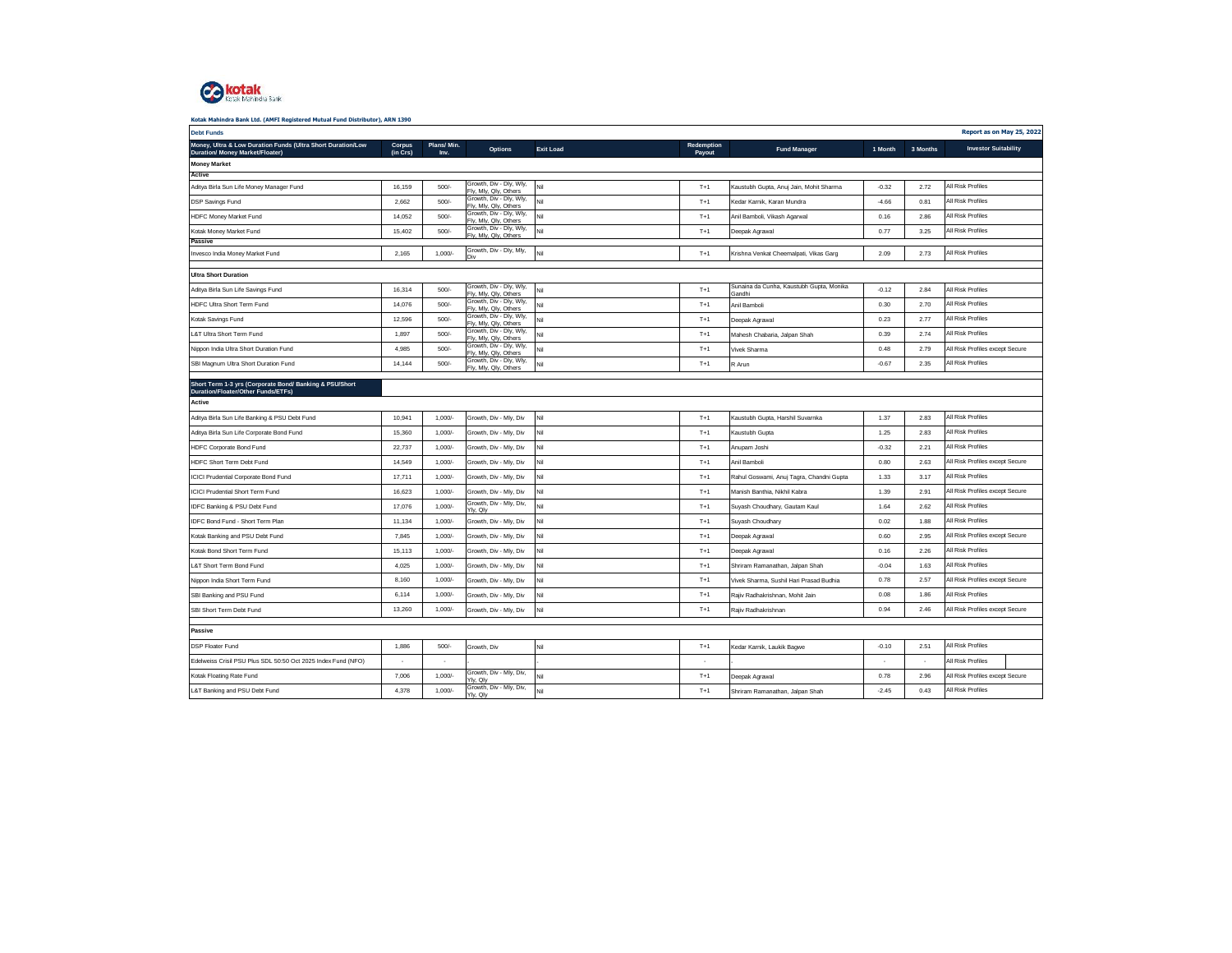**Kotak Mahindra Bank Ltd. (AMFI Registered Mutual Fund Distributor), ARN 1390**

**Debt Funds** | **Report as on May 25, 2022**

| Money, Ultra & Low Duration Funds (Ultra Short Duration/Low Duration/ Money Market/Floater) | Corpus (in Crs) | Plans/ Min. Inv. | Options | Exit Load | Redemption Payout | Fund Manager | 1 Month | 3 Months | Investor Suitability |
|---|---|---|---|---|---|---|---|---|---|
| **Money Market** | | | | | | | | | |
| **Active** | | | | | | | | | |
| Aditya Birla Sun Life Money Manager Fund | 16,159 | 500/- | Growth, Div - Dly, Wly, Fly, Mly, Qly, Others | Nil | T+1 | Kaustubh Gupta, Anuj Jain, Mohit Sharma | -0.32 | 2.72 | All Risk Profiles |
| DSP Savings Fund | 2,662 | 500/- | Growth, Div - Dly, Wly, Fly, Mly, Qly, Others | Nil | T+1 | Kedar Karnik, Karan Mundra | -4.66 | 0.81 | All Risk Profiles |
| HDFC Money Market Fund | 14,052 | 500/- | Growth, Div - Dly, Wly, Fly, Mly, Qly, Others | Nil | T+1 | Anil Bamboli, Vikash Agarwal | 0.16 | 2.86 | All Risk Profiles |
| Kotak Money Market Fund | 15,402 | 500/- | Growth, Div - Dly, Wly, Fly, Mly, Qly, Others | Nil | T+1 | Deepak Agrawal | 0.77 | 3.25 | All Risk Profiles |
| **Passive** | | | | | | | | | |
| Invesco India Money Market Fund | 2,165 | 1,000/- | Growth, Div - Dly, Mly, Div | Nil | T+1 | Krishna Venkat Cheemalpati, Vikas Garg | 2.09 | 2.73 | All Risk Profiles |
| **Ultra Short Duration** | | | | | | | | | |
| Aditya Birla Sun Life Savings Fund | 16,314 | 500/- | Growth, Div - Dly, Wly, Fly, Mly, Qly, Others | Nil | T+1 | Sunaina da Cunha, Kaustubh Gupta, Monika Gandhi | -0.12 | 2.84 | All Risk Profiles |
| HDFC Ultra Short Term Fund | 14,076 | 500/- | Growth, Div - Dly, Wly, Fly, Mly, Qly, Others | Nil | T+1 | Anil Bamboli | 0.30 | 2.70 | All Risk Profiles |
| Kotak Savings Fund | 12,596 | 500/- | Growth, Div - Dly, Wly, Fly, Mly, Qly, Others | Nil | T+1 | Deepak Agrawal | 0.23 | 2.77 | All Risk Profiles |
| L&T Ultra Short Term Fund | 1,897 | 500/- | Growth, Div - Dly, Wly, Fly, Mly, Qly, Others | Nil | T+1 | Mahesh Chabaria, Jalpan Shah | 0.39 | 2.74 | All Risk Profiles |
| Nippon India Ultra Short Duration Fund | 4,985 | 500/- | Growth, Div - Dly, Wly, Fly, Mly, Qly, Others | Nil | T+1 | Vivek Sharma | 0.48 | 2.79 | All Risk Profiles except Secure |
| SBI Magnum Ultra Short Duration Fund | 14,144 | 500/- | Growth, Div - Dly, Wly, Fly, Mly, Qly, Others | Nil | T+1 | R Arun | -0.67 | 2.35 | All Risk Profiles |
| **Short Term 1-3 yrs (Corporate Bond/ Banking & PSU/Short Duration/Floater/Other Funds/ETFs)** | | | | | | | | | |
| **Active** | | | | | | | | | |
| Aditya Birla Sun Life Banking & PSU Debt Fund | 10,941 | 1,000/- | Growth, Div - Mly, Div | Nil | T+1 | Kaustubh Gupta, Harshil Suvarnka | 1.37 | 2.83 | All Risk Profiles |
| Aditya Birla Sun Life Corporate Bond Fund | 15,360 | 1,000/- | Growth, Div - Mly, Div | Nil | T+1 | Kaustubh Gupta | 1.25 | 2.83 | All Risk Profiles |
| HDFC Corporate Bond Fund | 22,737 | 1,000/- | Growth, Div - Mly, Div | Nil | T+1 | Anupam Joshi | -0.32 | 2.21 | All Risk Profiles |
| HDFC Short Term Debt Fund | 14,549 | 1,000/- | Growth, Div - Mly, Div | Nil | T+1 | Anil Bamboli | 0.80 | 2.63 | All Risk Profiles except Secure |
| ICICI Prudential Corporate Bond Fund | 17,711 | 1,000/- | Growth, Div - Mly, Div | Nil | T+1 | Rahul Goswami, Anuj Tagra, Chandni Gupta | 1.33 | 3.17 | All Risk Profiles |
| ICICI Prudential Short Term Fund | 16,623 | 1,000/- | Growth, Div - Mly, Div | Nil | T+1 | Manish Banthia, Nikhil Kabra | 1.39 | 2.91 | All Risk Profiles except Secure |
| IDFC Banking & PSU Debt Fund | 17,076 | 1,000/- | Growth, Div - Mly, Div, Yly, Qly | Nil | T+1 | Suyash Choudhary, Gautam Kaul | 1.64 | 2.62 | All Risk Profiles |
| IDFC Bond Fund - Short Term Plan | 11,134 | 1,000/- | Growth, Div - Mly, Div | Nil | T+1 | Suyash Choudhary | 0.02 | 1.88 | All Risk Profiles |
| Kotak Banking and PSU Debt Fund | 7,845 | 1,000/- | Growth, Div - Mly, Div | Nil | T+1 | Deepak Agrawal | 0.60 | 2.95 | All Risk Profiles except Secure |
| Kotak Bond Short Term Fund | 15,113 | 1,000/- | Growth, Div - Mly, Div | Nil | T+1 | Deepak Agrawal | 0.16 | 2.26 | All Risk Profiles |
| L&T Short Term Bond Fund | 4,025 | 1,000/- | Growth, Div - Mly, Div | Nil | T+1 | Shriram Ramanathan, Jalpan Shah | -0.04 | 1.63 | All Risk Profiles |
| Nippon India Short Term Fund | 8,160 | 1,000/- | Growth, Div - Mly, Div | Nil | T+1 | Vivek Sharma, Sushil Hari Prasad Budhia | 0.78 | 2.57 | All Risk Profiles except Secure |
| SBI Banking and PSU Fund | 6,114 | 1,000/- | Growth, Div - Mly, Div | Nil | T+1 | Rajiv Radhakrishnan, Mohit Jain | 0.08 | 1.86 | All Risk Profiles |
| SBI Short Term Debt Fund | 13,260 | 1,000/- | Growth, Div - Mly, Div | Nil | T+1 | Rajiv Radhakrishnan | 0.94 | 2.46 | All Risk Profiles except Secure |
| **Passive** | | | | | | | | | |
| DSP Floater Fund | 1,886 | 500/- | Growth, Div | Nil | T+1 | Kedar Karnik, Laukik Bagwe | -0.10 | 2.51 | All Risk Profiles |
| Edelweiss Crisil PSU Plus SDL 50:50 Oct 2025 Index Fund (NFO) | - | - | - | - | - | - | - | - | All Risk Profiles |
| Kotak Floating Rate Fund | 7,006 | 1,000/- | Growth, Div - Mly, Div, Yly, Qly | Nil | T+1 | Deepak Agrawal | 0.78 | 2.96 | All Risk Profiles except Secure |
| L&T Banking and PSU Debt Fund | 4,378 | 1,000/- | Growth, Div - Mly, Div, Yly, Qly | Nil | T+1 | Shriram Ramanathan, Jalpan Shah | -2.45 | 0.43 | All Risk Profiles |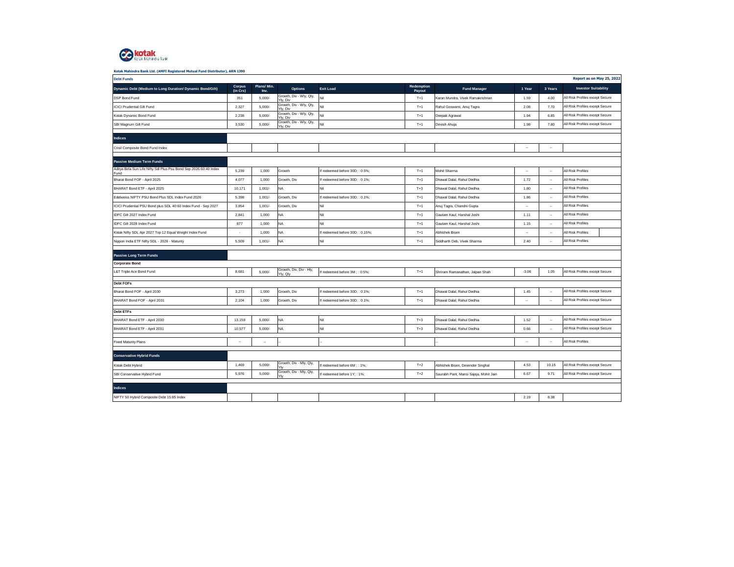**Kotak Mahindra Bank Ltd. (AMFI Registered Mutual Fund Distributor), ARN 1390**

| Debt Funds | | | | | | | | | Report as on May 25, 2022 |
|---|---|---|---|---|---|---|---|---|---|
| **Dynamic Debt (Medium to Long Duration/ Dynamic Bond/Gilt)** | **Corpus (in Crs)** | **Plans/ Min. Inv.** | **Options** | **Exit Load** | **Redemption Payout** | **Fund Manager** | **1 Year** | **3 Years** | **Investor Suitability** |
| DSP Bond Fund | 351 | 5,000/- | Growth, Div - Wly, Qly, Yly, Div | Nil | T+1 | Karan Mundra, Vivek Ramakrishnan | 1.59 | 4.00 | All Risk Profiles except Secure |
| ICICI Prudential Gilt Fund | 2,327 | 5,000/- | Growth, Div - Wly, Qly, Yly, Div | Nil | T+1 | Rahul Goswami, Anuj Tagra | 2.08 | 7.70 | All Risk Profiles except Secure |
| Kotak Dynamic Bond Fund | 2,238 | 5,000/- | Growth, Div - Wly, Qly, Yly, Div | Nil | T+1 | Deepak Agrawal | 1.94 | 6.85 | All Risk Profiles except Secure |
| SBI Magnum Gilt Fund | 3,530 | 5,000/- | Growth, Div - Wly, Qly, Yly, Div | Nil | T+1 | Dinesh Ahuja | 1.98 | 7.80 | All Risk Profiles except Secure |
| **Indices** | | | | | | | | | |
| Crisil Composite Bond Fund Index | | | | | | | -- | -- | |
| **Passive Medium Term Funds** | | | | | | | | | |
| Aditya Birla Sun Life Nifty Sdl Plus Psu Bond Sep 2026 60:40 Index Fund | 5,239 | 1,000 | Growth | If redeemed before 30D; : 0.5%; | T+1 | Mohit Sharma | -- | -- | All Risk Profiles |
| Bharat Bond FOF - April 2025 | 4,077 | 1,000 | Growth, Div | If redeemed before 30D; : 0.1%; | T+1 | Dhawal Dalal, Rahul Dedhia | 1.72 | -- | All Risk Profiles |
| BHARAT Bond ETF - April 2025 | 10,171 | 1,001/- | NA | Nil | T+3 | Dhawal Dalal, Rahul Dedhia | 1.80 | -- | All Risk Profiles |
| Edelweiss NIFTY PSU Bond Plus SDL Index Fund 2026 | 5,398 | 1,001/- | Growth, Div | If redeemed before 30D; : 0.1%; | T+1 | Dhawal Dalal, Rahul Dedhia | 1.86 | -- | All Risk Profiles |
| ICICI Prudential PSU Bond plus SDL 40:60 Index Fund - Sep 2027 | 3,854 | 1,001/- | Growth, Div | Nil | T+1 | Anuj Tagra, Chandni Gupta | -- | -- | All Risk Profiles |
| IDFC Gilt 2027 Index Fund | 2,841 | 1,000 | NA | Nil | T+1 | Gautam Kaul, Harshal Joshi | 1.11 | -- | All Risk Profiles |
| IDFC Gilt 2028 Index Fund | 877 | 1,000 | NA | Nil | T+1 | Gautam Kaul, Harshal Joshi | 1.15 | -- | All Risk Profiles |
| Kotak Nifty SDL Apr 2027 Top 12 Equal Weight Index Fund | - | 1,000 | NA | If redeemed before 30D; : 0.15%; | T+1 | Abhishek Bisen | -- | -- | All Risk Profiles |
| Nippon India ETF Nifty SDL - 2026 - Maturity | 5,509 | 1,001/- | NA | Nil | T+1 | Siddharth Deb, Vivek Sharma | 2.40 | -- | All Risk Profiles |
| **Passive Long Term Funds** | | | | | | | | | |
| **Corporate Bond** | | | | | | | | | |
| L&T Triple Ace Bond Fund | 8,681 | 5,000/- | Growth, Div, Div - Hly, Yly, Qly | If redeemed before 3M ; : 0.5%; | T+1 | Shriram Ramanathan, Jalpan Shah | -3.06 | 1.05 | All Risk Profiles except Secure |
| **Debt FOFs** | | | | | | | | | |
| Bharat Bond FOF - April 2030 | 3,273 | 1,000 | Growth, Div | If redeemed before 30D; : 0.1%; | T+1 | Dhawal Dalal, Rahul Dedhia | 1.45 | -- | All Risk Profiles except Secure |
| BHARAT Bond FOF - April 2031 | 2,104 | 1,000 | Growth, Div | If redeemed before 30D; : 0.1%; | T+1 | Dhawal Dalal, Rahul Dedhia | -- | -- | All Risk Profiles except Secure |
| **Debt ETFs** | | | | | | | | | |
| BHARAT Bond ETF - April 2030 | 13,159 | 5,000/- | NA | Nil | T+3 | Dhawal Dalal, Rahul Dedhia | 1.52 | -- | All Risk Profiles except Secure |
| BHARAT Bond ETF - April 2031 | 10,577 | 5,000/- | NA | Nil | T+3 | Dhawal Dalal, Rahul Dedhia | 0.66 | -- | All Risk Profiles except Secure |
| Fixed Maturity Plans | -- | -- | -- | -- | | -- | -- | -- | All Risk Profiles |
| **Conservative Hybrid Funds** | | | | | | | | | |
| Kotak Debt Hybrid | 1,469 | 5,000/- | Growth, Div - Mly, Qly, Yly | If redeemed before 6M ; : 1%; | T+2 | Abhishek Bisen, Devender Singhal | 4.53 | 10.15 | All Risk Profiles except Secure |
| SBI Conservative Hybrid Fund | 5,976 | 5,000/- | Growth, Div - Mly, Qly, Yly | If redeemed before 1Y; : 1%; | T+2 | Saurabh Pant, Mansi Sajeja, Mohit Jain | 6.67 | 9.71 | All Risk Profiles except Secure |
| **Indices** | | | | | | | | | |
| NIFTY 50 Hybrid Composite Debt 15:85 Index | | | | | | | 2.19 | 8.38 | |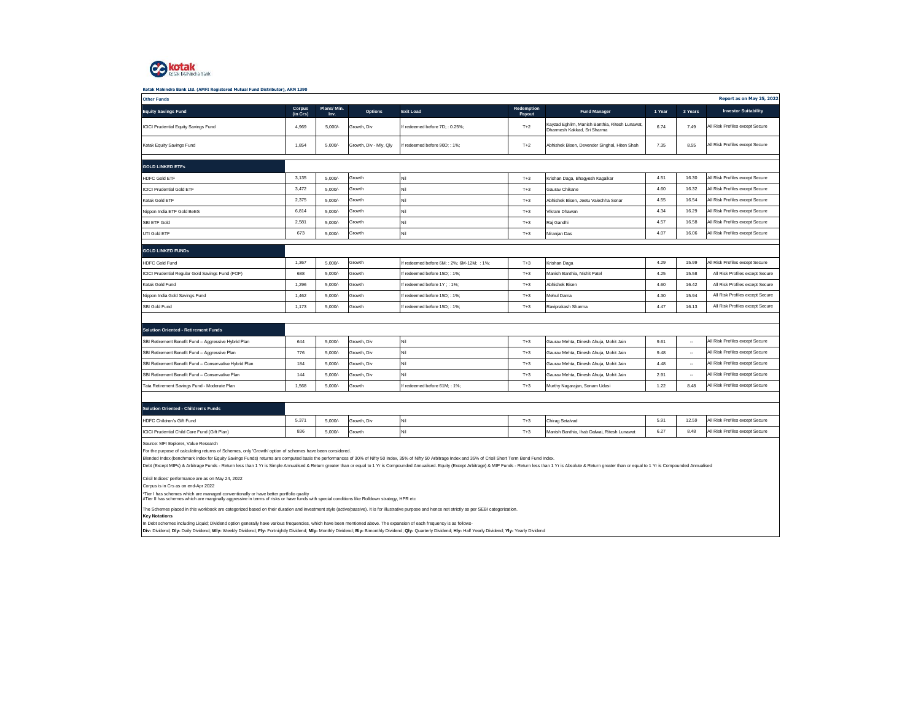**Kotak Mahindra Bank Ltd. (AMFI Registered Mutual Fund Distributor), ARN 1390**

**Other Funds** | **Report as on May 25, 2022**

| Equity Savings Fund | Corpus (in Crs) | Plans/ Min. Inv. | Options | Exit Load | Redemption Payout | Fund Manager | 1 Year | 3 Years | Investor Suitability |
|---|---|---|---|---|---|---|---|---|---|
| ICICI Prudential Equity Savings Fund | 4,969 | 5,000/- | Growth, Div | If redeemed before 7D; : 0.25%; | T+2 | Kayzad Eghlim, Manish Banthia, Ritesh Lunawat, Dharmesh Kakkad, Sri Sharma | 6.74 | 7.49 | All Risk Profiles except Secure |
| Kotak Equity Savings Fund | 1,854 | 5,000/- | Growth, Div - Mly, Qly | If redeemed before 90D; : 1%; | T+2 | Abhishek Bisen, Devender Singhal, Hiten Shah | 7.35 | 8.55 | All Risk Profiles except Secure |
| **GOLD LINKED ETFs** | | | | | | | | | |
| HDFC Gold ETF | 3,135 | 5,000/- | Growth | Nil | T+3 | Krishan Daga, Bhagyesh Kagalkar | 4.51 | 16.30 | All Risk Profiles except Secure |
| ICICI Prudential Gold ETF | 3,472 | 5,000/- | Growth | Nil | T+3 | Gaurav Chikane | 4.60 | 16.32 | All Risk Profiles except Secure |
| Kotak Gold ETF | 2,375 | 5,000/- | Growth | Nil | T+3 | Abhishek Bisen, Jeetu Valechha Sonar | 4.55 | 16.54 | All Risk Profiles except Secure |
| Nippon India ETF Gold BeES | 6,814 | 5,000/- | Growth | Nil | T+3 | Vikram Dhawan | 4.34 | 16.29 | All Risk Profiles except Secure |
| SBI ETF Gold | 2,581 | 5,000/- | Growth | Nil | T+3 | Raj Gandhi | 4.57 | 16.58 | All Risk Profiles except Secure |
| UTI Gold ETF | 673 | 5,000/- | Growth | Nil | T+3 | Niranjan Das | 4.07 | 16.06 | All Risk Profiles except Secure |
| **GOLD LINKED FUNDs** | | | | | | | | | |
| HDFC Gold Fund | 1,367 | 5,000/- | Growth | If redeemed before 6M; : 2%; 6M-12M; : 1%; | T+3 | Krishan Daga | 4.29 | 15.99 | All Risk Profiles except Secure |
| ICICI Prudential Regular Gold Savings Fund (FOF) | 688 | 5,000/- | Growth | If redeemed before 15D; : 1%; | T+3 | Manish Banthia, Nishit Patel | 4.25 | 15.58 | All Risk Profiles except Secure |
| Kotak Gold Fund | 1,296 | 5,000/- | Growth | If redeemed before 1Y ; : 1%; | T+3 | Abhishek Bisen | 4.60 | 16.42 | All Risk Profiles except Secure |
| Nippon India Gold Savings Fund | 1,462 | 5,000/- | Growth | If redeemed before 15D; : 1%; | T+3 | Mehul Dama | 4.30 | 15.94 | All Risk Profiles except Secure |
| SBI Gold Fund | 1,173 | 5,000/- | Growth | If redeemed before 15D; : 1%; | T+3 | Raviprakash Sharma | 4.47 | 16.13 | All Risk Profiles except Secure |
| **Solution Oriented - Retirement Funds** | | | | | | | | | |
| SBI Retirement Benefit Fund – Aggressive Hybrid Plan | 644 | 5,000/- | Growth, Div | Nil | T+3 | Gaurav Mehta, Dinesh Ahuja, Mohit Jain | 9.61 | -- | All Risk Profiles except Secure |
| SBI Retirement Benefit Fund – Aggressive Plan | 776 | 5,000/- | Growth, Div | Nil | T+3 | Gaurav Mehta, Dinesh Ahuja, Mohit Jain | 9.48 | -- | All Risk Profiles except Secure |
| SBI Retirement Benefit Fund – Conservative Hybrid Plan | 184 | 5,000/- | Growth, Div | Nil | T+3 | Gaurav Mehta, Dinesh Ahuja, Mohit Jain | 4.48 | -- | All Risk Profiles except Secure |
| SBI Retirement Benefit Fund – Conservative Plan | 144 | 5,000/- | Growth, Div | Nil | T+3 | Gaurav Mehta, Dinesh Ahuja, Mohit Jain | 2.91 | -- | All Risk Profiles except Secure |
| Tata Retirement Savings Fund - Moderate Plan | 1,568 | 5,000/- | Growth | If redeemed before 61M; : 1%; | T+3 | Murthy Nagarajan, Sonam Udasi | 1.22 | 8.48 | All Risk Profiles except Secure |
| **Solution Oriented - Children's Funds** | | | | | | | | | |
| HDFC Children's Gift Fund | 5,371 | 5,000/- | Growth, Div | Nil | T+3 | Chirag Setalvad | 5.91 | 12.59 | All Risk Profiles except Secure |
| ICICI Prudential Child Care Fund (Gift Plan) | 836 | 5,000/- | Growth | Nil | T+3 | Manish Banthia, Ihab Dalwai, Ritesh Lunawat | 6.27 | 8.48 | All Risk Profiles except Secure |

Source: MFI Explorer, Value Research

For the purpose of calculating returns of Schemes, only 'Growth' option of schemes have been considered.

Blended Index (benchmark index for Equity Savings Funds) returns are computed basis the performances of 30% of Nifty 50 Index, 35% of Nifty 50 Arbitrage Index and 35% of Crisil Short Term Bond Fund Index.

Debt (Except MIPs) & Arbitrage Funds - Return less than 1 Yr is Simple Annualised & Return greater than or equal to 1 Yr is Compounded Annualised. Equity (Except Arbitrage) & MIP Funds - Return less than 1 Yr is Absolute & Return greater than or equal to 1 Yr is Compounded Annualised

Crisil Indices' performance are as on May 24, 2022

Corpus is in Crs as on end-Apr 2022

*Tier I has schemes which are managed conventionally or have better portfolio quality
#Tier II has schemes which are marginally aggressive in terms of risks or have funds with special conditions like Rolldown strategy, HPR etc

The Schemes placed in this workbook are categorized based on their duration and investment style (active/passive). It is for illustrative purpose and hence not strictly as per SEBI categorization.

**Key Notations**

In Debt schemes including Liquid; Dividend option generally have various frequencies, which have been mentioned above. The expansion of each frequency is as follows-

**Div**- Dividend; **Dly**- Daily Dividend; **Wly**- Weekly Dividend; **Fly**- Fortnightly Dividend; **Mly**- Monthly Dividend; **Bly**- Bimonthly Dividend; **Qly**- Quarterly Dividend; **Hly**- Half Yearly Dividend; **Yly**- Yearly Dividend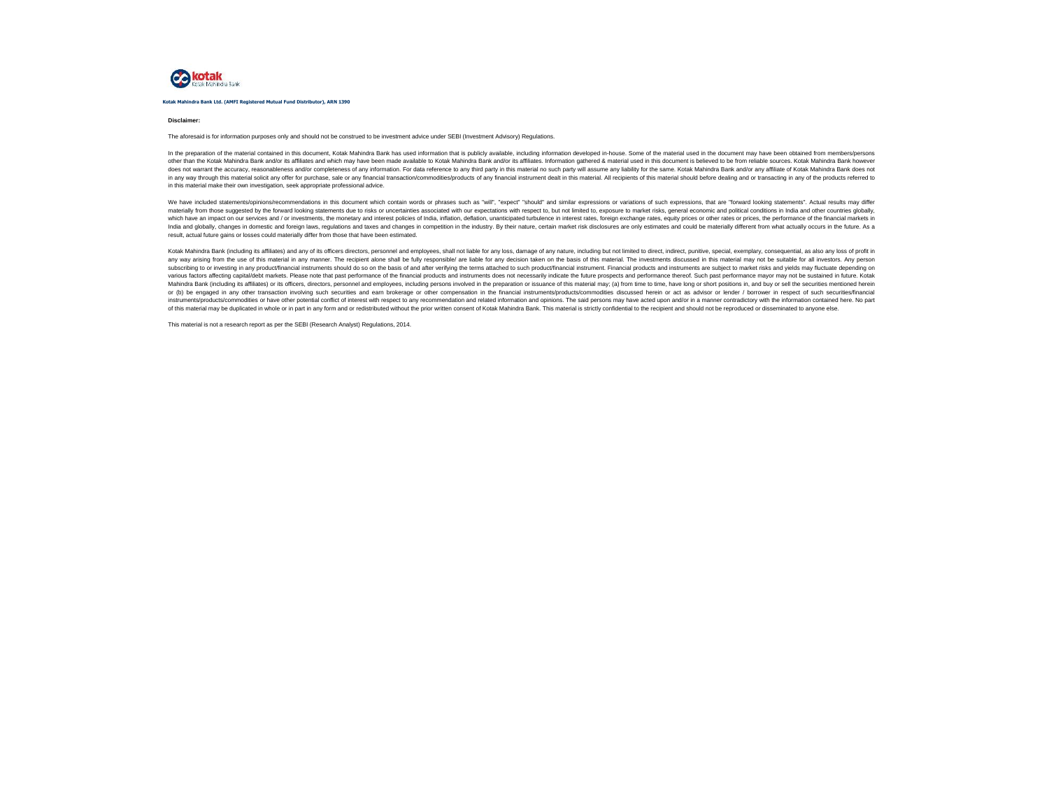Kotak Mahindra Bank Ltd. (AMFI Registered Mutual Fund Distributor), ARN 1390

**Disclaimer:**

The aforesaid is for information purposes only and should not be construed to be investment advice under SEBI (Investment Advisory) Regulations.

In the preparation of the material contained in this document, Kotak Mahindra Bank has used information that is publicly available, including information developed in-house. Some of the material used in the document may have been obtained from members/persons other than the Kotak Mahindra Bank and/or its affiliates and which may have been made available to Kotak Mahindra Bank and/or its affiliates. Information gathered & material used in this document is believed to be from reliable sources. Kotak Mahindra Bank however does not warrant the accuracy, reasonableness and/or completeness of any information. For data reference to any third party in this material no such party will assume any liability for the same. Kotak Mahindra Bank and/or any affiliate of Kotak Mahindra Bank does not in any way through this material solicit any offer for purchase, sale or any financial transaction/commodities/products of any financial instrument dealt in this material. All recipients of this material should before dealing and or transacting in any of the products referred to in this material make their own investigation, seek appropriate professional advice.

We have included statements/opinions/recommendations in this document which contain words or phrases such as "will", "expect" "should" and similar expressions or variations of such expressions, that are "forward looking statements". Actual results may differ materially from those suggested by the forward looking statements due to risks or uncertainties associated with our expectations with respect to, but not limited to, exposure to market risks, general economic and political conditions in India and other countries globally, which have an impact on our services and / or investments, the monetary and interest policies of India, inflation, deflation, unanticipated turbulence in interest rates, foreign exchange rates, equity prices or other rates or prices, the performance of the financial markets in India and globally, changes in domestic and foreign laws, regulations and taxes and changes in competition in the industry. By their nature, certain market risk disclosures are only estimates and could be materially different from what actually occurs in the future. As a result, actual future gains or losses could materially differ from those that have been estimated.

Kotak Mahindra Bank (including its affiliates) and any of its officers directors, personnel and employees, shall not liable for any loss, damage of any nature, including but not limited to direct, indirect, punitive, special, exemplary, consequential, as also any loss of profit in any way arising from the use of this material in any manner. The recipient alone shall be fully responsible/ are liable for any decision taken on the basis of this material. The investments discussed in this material may not be suitable for all investors. Any person subscribing to or investing in any product/financial instruments should do so on the basis of and after verifying the terms attached to such product/financial instrument. Financial products and instruments are subject to market risks and yields may fluctuate depending on various factors affecting capital/debt markets. Please note that past performance of the financial products and instruments does not necessarily indicate the future prospects and performance thereof. Such past performance mayor may not be sustained in future. Kotak Mahindra Bank (including its affiliates) or its officers, directors, personnel and employees, including persons involved in the preparation or issuance of this material may; (a) from time to time, have long or short positions in, and buy or sell the securities mentioned herein or (b) be engaged in any other transaction involving such securities and earn brokerage or other compensation in the financial instruments/products/commodities discussed herein or act as advisor or lender / borrower in respect of such securities/financial instruments/products/commodities or have other potential conflict of interest with respect to any recommendation and related information and opinions. The said persons may have acted upon and/or in a manner contradictory with the information contained here. No part of this material may be duplicated in whole or in part in any form and or redistributed without the prior written consent of Kotak Mahindra Bank. This material is strictly confidential to the recipient and should not be reproduced or disseminated to anyone else.

This material is not a research report as per the SEBI (Research Analyst) Regulations, 2014.